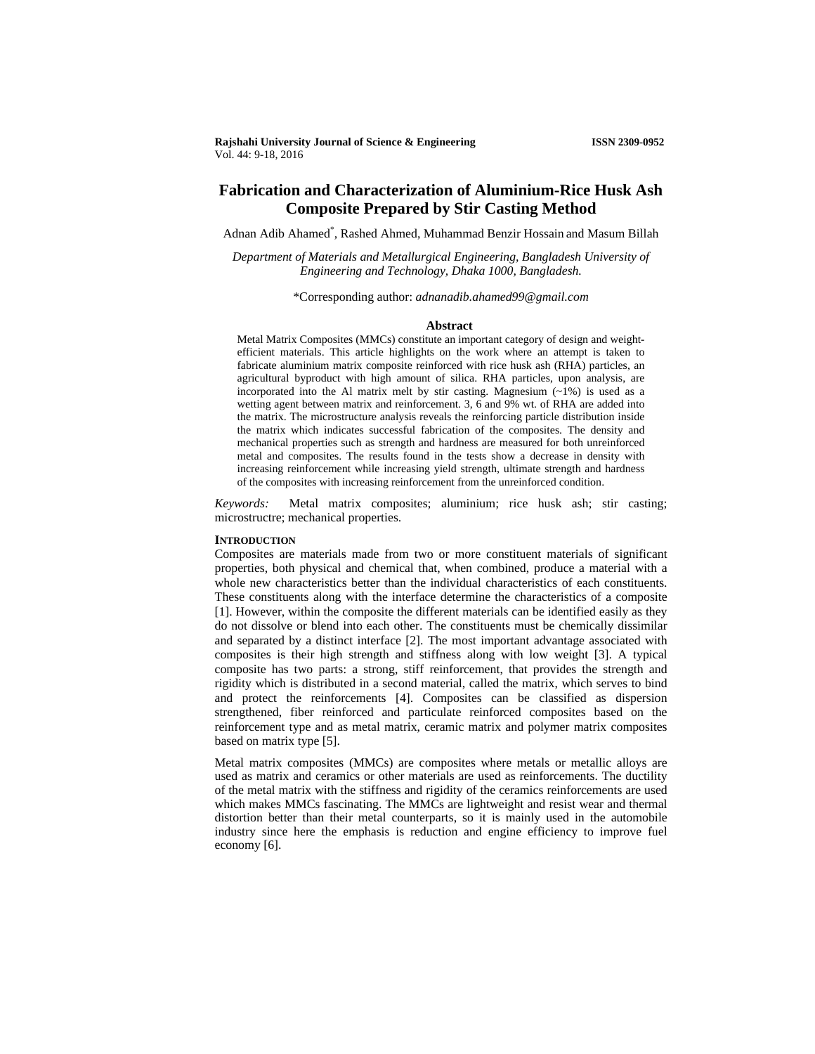# Fabrication and Characterization of Aluminium-Rice Husk Ash Composite Prepared by Stir Casting Method

Adnan Adib Ahamed*, Rashed Ahmed, Muhammad Benzir Hossain and Masum Billah

*Department of Materials and Metallurgical Engineering, Bangladesh University of Engineering and Technology, Dhaka 1000, Bangladesh.*

*Corresponding author: *adnanadib.ahamed99@gmail.com*

## Abstract

Metal Matrix Composites (MMCs) constitute an important category of design and weight-efficient materials. This article highlights on the work where an attempt is taken to fabricate aluminium matrix composite reinforced with rice husk ash (RHA) particles, an agricultural byproduct with high amount of silica. RHA particles, upon analysis, are incorporated into the Al matrix melt by stir casting. Magnesium (~1%) is used as a wetting agent between matrix and reinforcement. 3, 6 and 9% wt. of RHA are added into the matrix. The microstructure analysis reveals the reinforcing particle distribution inside the matrix which indicates successful fabrication of the composites. The density and mechanical properties such as strength and hardness are measured for both unreinforced metal and composites. The results found in the tests show a decrease in density with increasing reinforcement while increasing yield strength, ultimate strength and hardness of the composites with increasing reinforcement from the unreinforced condition.

*Keywords:* Metal matrix composites; aluminium; rice husk ash; stir casting; microstructre; mechanical properties.

## INTRODUCTION

Composites are materials made from two or more constituent materials of significant properties, both physical and chemical that, when combined, produce a material with a whole new characteristics better than the individual characteristics of each constituents. These constituents along with the interface determine the characteristics of a composite [1]. However, within the composite the different materials can be identified easily as they do not dissolve or blend into each other. The constituents must be chemically dissimilar and separated by a distinct interface [2]. The most important advantage associated with composites is their high strength and stiffness along with low weight [3]. A typical composite has two parts: a strong, stiff reinforcement, that provides the strength and rigidity which is distributed in a second material, called the matrix, which serves to bind and protect the reinforcements [4]. Composites can be classified as dispersion strengthened, fiber reinforced and particulate reinforced composites based on the reinforcement type and as metal matrix, ceramic matrix and polymer matrix composites based on matrix type [5].

Metal matrix composites (MMCs) are composites where metals or metallic alloys are used as matrix and ceramics or other materials are used as reinforcements. The ductility of the metal matrix with the stiffness and rigidity of the ceramics reinforcements are used which makes MMCs fascinating. The MMCs are lightweight and resist wear and thermal distortion better than their metal counterparts, so it is mainly used in the automobile industry since here the emphasis is reduction and engine efficiency to improve fuel economy [6].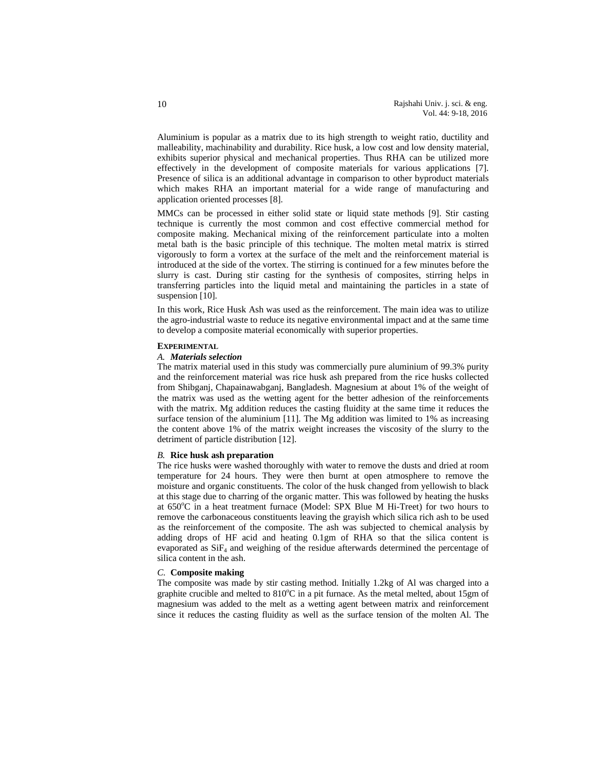Aluminium is popular as a matrix due to its high strength to weight ratio, ductility and malleability, machinability and durability. Rice husk, a low cost and low density material, exhibits superior physical and mechanical properties. Thus RHA can be utilized more effectively in the development of composite materials for various applications [7]. Presence of silica is an additional advantage in comparison to other byproduct materials which makes RHA an important material for a wide range of manufacturing and application oriented processes [8].

MMCs can be processed in either solid state or liquid state methods [9]. Stir casting technique is currently the most common and cost effective commercial method for composite making. Mechanical mixing of the reinforcement particulate into a molten metal bath is the basic principle of this technique. The molten metal matrix is stirred vigorously to form a vortex at the surface of the melt and the reinforcement material is introduced at the side of the vortex. The stirring is continued for a few minutes before the slurry is cast. During stir casting for the synthesis of composites, stirring helps in transferring particles into the liquid metal and maintaining the particles in a state of suspension [10].

In this work, Rice Husk Ash was used as the reinforcement. The main idea was to utilize the agro-industrial waste to reduce its negative environmental impact and at the same time to develop a composite material economically with superior properties.

## EXPERIMENTAL

### *A. Materials selection*

The matrix material used in this study was commercially pure aluminium of 99.3% purity and the reinforcement material was rice husk ash prepared from the rice husks collected from Shibganj, Chapainawabganj, Bangladesh. Magnesium at about 1% of the weight of the matrix was used as the wetting agent for the better adhesion of the reinforcements with the matrix. Mg addition reduces the casting fluidity at the same time it reduces the surface tension of the aluminium [11]. The Mg addition was limited to 1% as increasing the content above 1% of the matrix weight increases the viscosity of the slurry to the detriment of particle distribution [12].

### *B.* **Rice husk ash preparation**

The rice husks were washed thoroughly with water to remove the dusts and dried at room temperature for 24 hours. They were then burnt at open atmosphere to remove the moisture and organic constituents. The color of the husk changed from yellowish to black at this stage due to charring of the organic matter. This was followed by heating the husks at 650$^{o}$C in a heat treatment furnace (Model: SPX Blue M Hi-Treet) for two hours to remove the carbonaceous constituents leaving the grayish which silica rich ash to be used as the reinforcement of the composite. The ash was subjected to chemical analysis by adding drops of HF acid and heating 0.1gm of RHA so that the silica content is evaporated as $SiF_4$ and weighing of the residue afterwards determined the percentage of silica content in the ash.

### *C.* **Composite making**

The composite was made by stir casting method. Initially 1.2kg of Al was charged into a graphite crucible and melted to 810$^{o}$C in a pit furnace. As the metal melted, about 15gm of magnesium was added to the melt as a wetting agent between matrix and reinforcement since it reduces the casting fluidity as well as the surface tension of the molten Al. The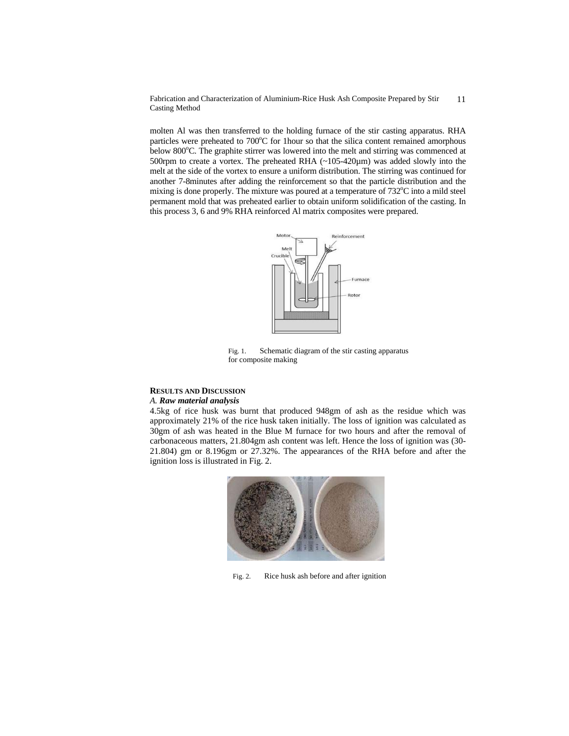molten Al was then transferred to the holding furnace of the stir casting apparatus. RHA particles were preheated to 700°C for 1hour so that the silica content remained amorphous below 800°C. The graphite stirrer was lowered into the melt and stirring was commenced at 500rpm to create a vortex. The preheated RHA (~105-420μm) was added slowly into the melt at the side of the vortex to ensure a uniform distribution. The stirring was continued for another 7-8minutes after adding the reinforcement so that the particle distribution and the mixing is done properly. The mixture was poured at a temperature of 732°C into a mild steel permanent mold that was preheated earlier to obtain uniform solidification of the casting. In this process 3, 6 and 9% RHA reinforced Al matrix composites were prepared.

Fig. 1. Schematic diagram of the stir casting apparatus for composite making

## RESULTS AND DISCUSSION

### A. *Raw material analysis*

4.5kg of rice husk was burnt that produced 948gm of ash as the residue which was approximately 21% of the rice husk taken initially. The loss of ignition was calculated as 30gm of ash was heated in the Blue M furnace for two hours and after the removal of carbonaceous matters, 21.804gm ash content was left. Hence the loss of ignition was (30-21.804) gm or 8.196gm or 27.32%. The appearances of the RHA before and after the ignition loss is illustrated in Fig. 2.

Fig. 2. Rice husk ash before and after ignition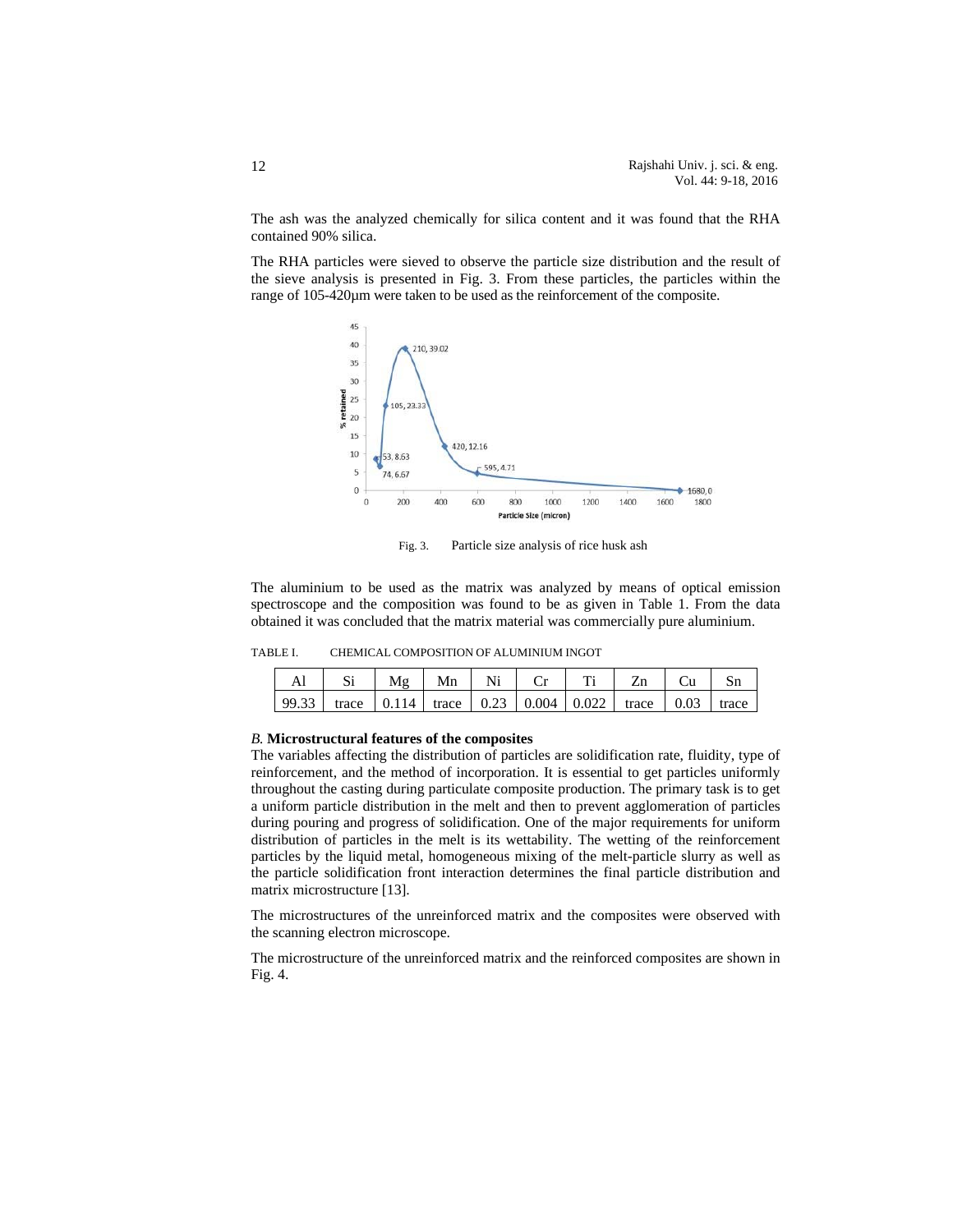The ash was the analyzed chemically for silica content and it was found that the RHA contained 90% silica.

The RHA particles were sieved to observe the particle size distribution and the result of the sieve analysis is presented in Fig. 3. From these particles, the particles within the range of 105-420μm were taken to be used as the reinforcement of the composite.

Fig. 3. Particle size analysis of rice husk ash

The aluminium to be used as the matrix was analyzed by means of optical emission spectroscope and the composition was found to be as given in Table 1. From the data obtained it was concluded that the matrix material was commercially pure aluminium.

TABLE I. CHEMICAL COMPOSITION OF ALUMINIUM INGOT

| Al | Si | Mg | Mn | Ni | Cr | Ti | Zn | Cu | Sn |
|---|---|---|---|---|---|---|---|---|---|
| 99.33 | trace | 0.114 | trace | 0.23 | 0.004 | 0.022 | trace | 0.03 | trace |

### *B.* **Microstructural features of the composites**

The variables affecting the distribution of particles are solidification rate, fluidity, type of reinforcement, and the method of incorporation. It is essential to get particles uniformly throughout the casting during particulate composite production. The primary task is to get a uniform particle distribution in the melt and then to prevent agglomeration of particles during pouring and progress of solidification. One of the major requirements for uniform distribution of particles in the melt is its wettability. The wetting of the reinforcement particles by the liquid metal, homogeneous mixing of the melt-particle slurry as well as the particle solidification front interaction determines the final particle distribution and matrix microstructure [13].

The microstructures of the unreinforced matrix and the composites were observed with the scanning electron microscope.

The microstructure of the unreinforced matrix and the reinforced composites are shown in Fig. 4.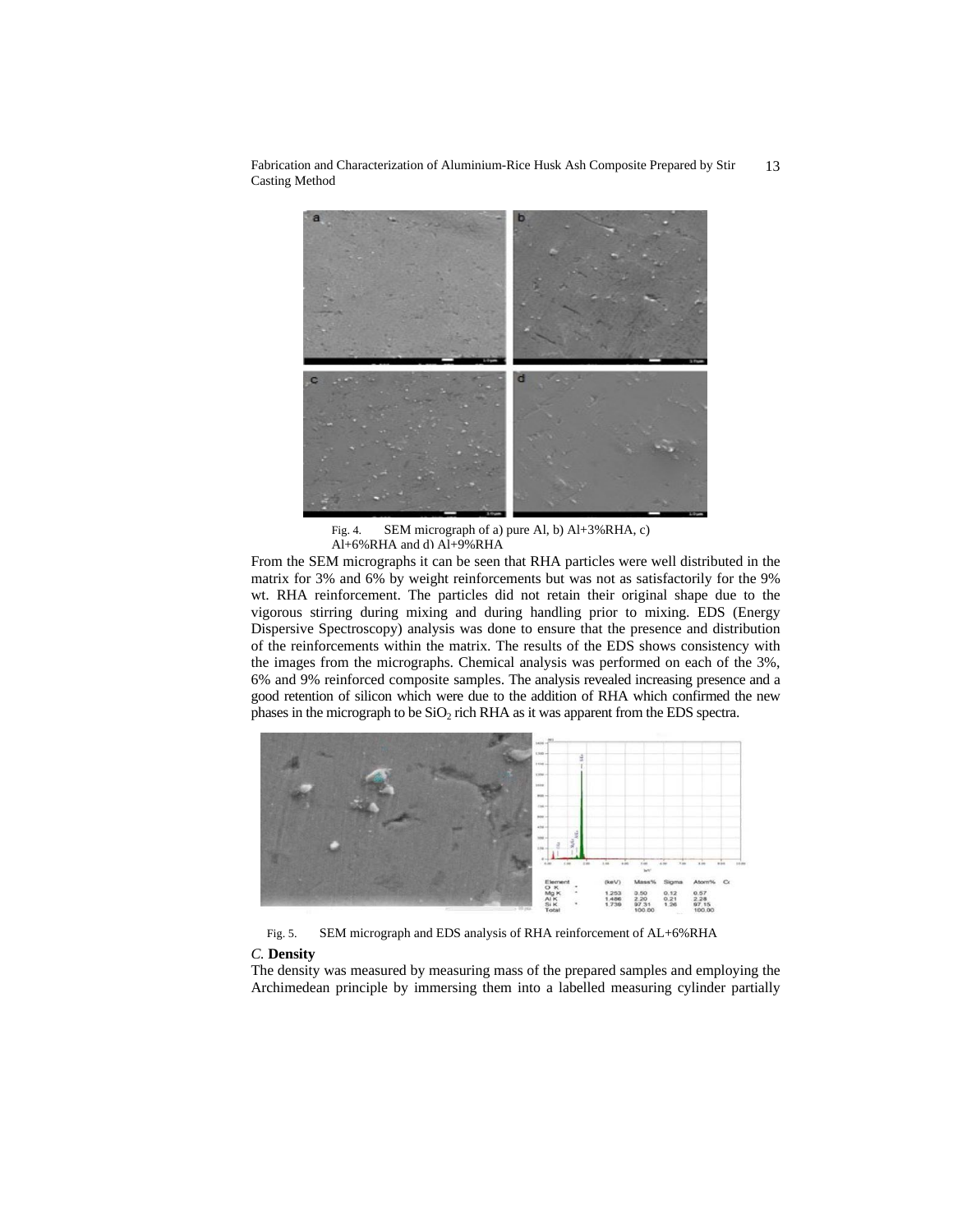Fig. 4. SEM micrograph of a) pure Al, b) Al+3%RHA, c) Al+6%RHA and d) Al+9%RHA

From the SEM micrographs it can be seen that RHA particles were well distributed in the matrix for 3% and 6% by weight reinforcements but was not as satisfactorily for the 9% wt. RHA reinforcement. The particles did not retain their original shape due to the vigorous stirring during mixing and during handling prior to mixing. EDS (Energy Dispersive Spectroscopy) analysis was done to ensure that the presence and distribution of the reinforcements within the matrix. The results of the EDS shows consistency with the images from the micrographs. Chemical analysis was performed on each of the 3%, 6% and 9% reinforced composite samples. The analysis revealed increasing presence and a good retention of silicon which were due to the addition of RHA which confirmed the new phases in the micrograph to be $SiO_2$ rich RHA as it was apparent from the EDS spectra.

| Element | (keV) | Mass% | Sigma | Atom% |
|---|---|---|---|---|
| O K | | | | |
| Mg K | 1.253 | 0.50 | 0.12 | 0.57 |
| Al K | 1.486 | 2.20 | 0.21 | 2.28 |
| Si K | 1.739 | 97.31 | 1.26 | 97.15 |
| Total | | 100.00 | | 100.00 |

Fig. 5. SEM micrograph and EDS analysis of RHA reinforcement of AL+6%RHA

### *C.* Density

The density was measured by measuring mass of the prepared samples and employing the Archimedean principle by immersing them into a labelled measuring cylinder partially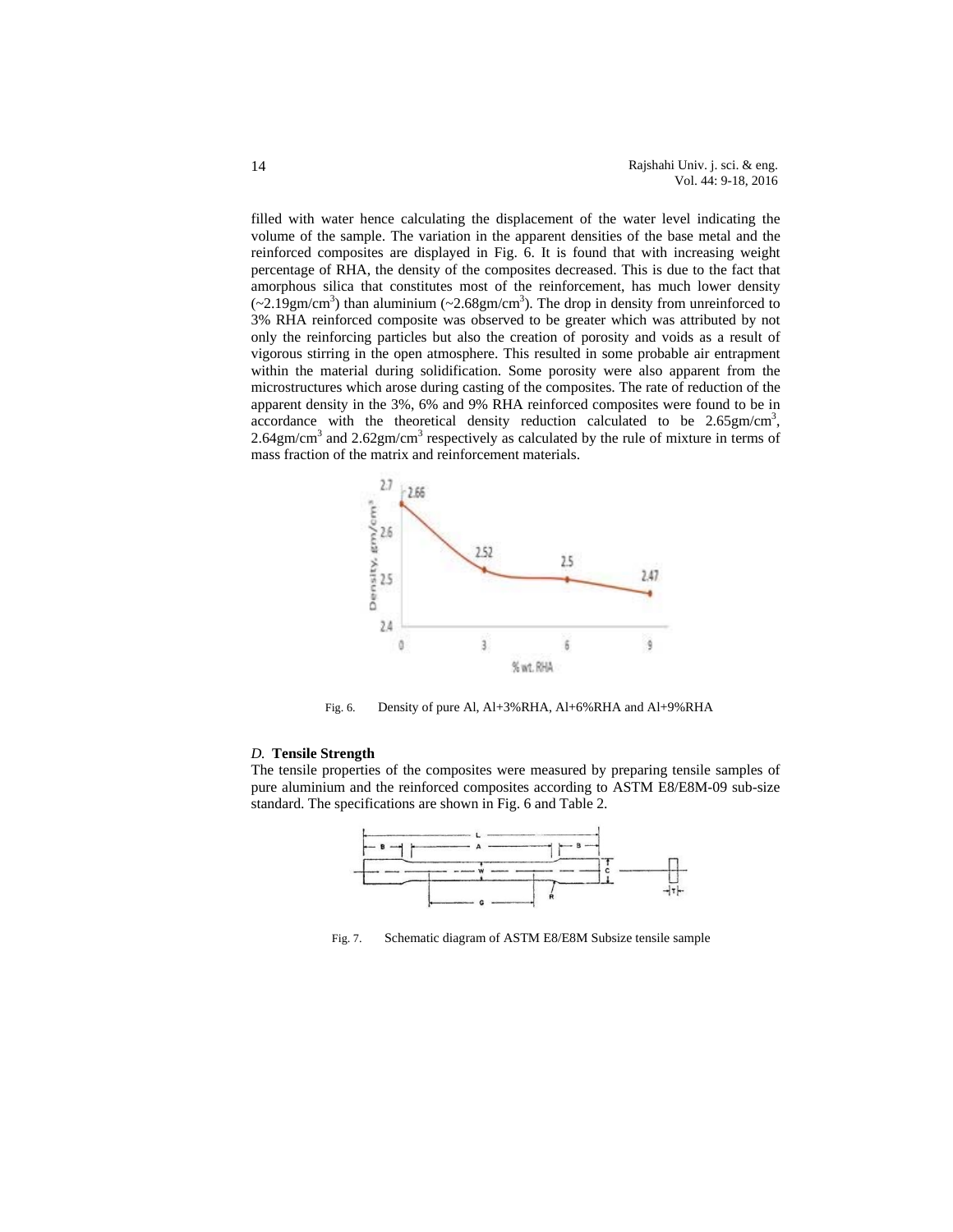filled with water hence calculating the displacement of the water level indicating the volume of the sample. The variation in the apparent densities of the base metal and the reinforced composites are displayed in Fig. 6. It is found that with increasing weight percentage of RHA, the density of the composites decreased. This is due to the fact that amorphous silica that constitutes most of the reinforcement, has much lower density (~2.19gm/cm$^3$) than aluminium (~2.68gm/cm$^3$). The drop in density from unreinforced to 3% RHA reinforced composite was observed to be greater which was attributed by not only the reinforcing particles but also the creation of porosity and voids as a result of vigorous stirring in the open atmosphere. This resulted in some probable air entrapment within the material during solidification. Some porosity were also apparent from the microstructures which arose during casting of the composites. The rate of reduction of the apparent density in the 3%, 6% and 9% RHA reinforced composites were found to be in accordance with the theoretical density reduction calculated to be 2.65gm/cm$^3$, 2.64gm/cm$^3$ and 2.62gm/cm$^3$ respectively as calculated by the rule of mixture in terms of mass fraction of the matrix and reinforcement materials.

Fig. 6. Density of pure Al, Al+3%RHA, Al+6%RHA and Al+9%RHA

### *D.* **Tensile Strength**

The tensile properties of the composites were measured by preparing tensile samples of pure aluminium and the reinforced composites according to ASTM E8/E8M-09 sub-size standard. The specifications are shown in Fig. 6 and Table 2.

Fig. 7. Schematic diagram of ASTM E8/E8M Subsize tensile sample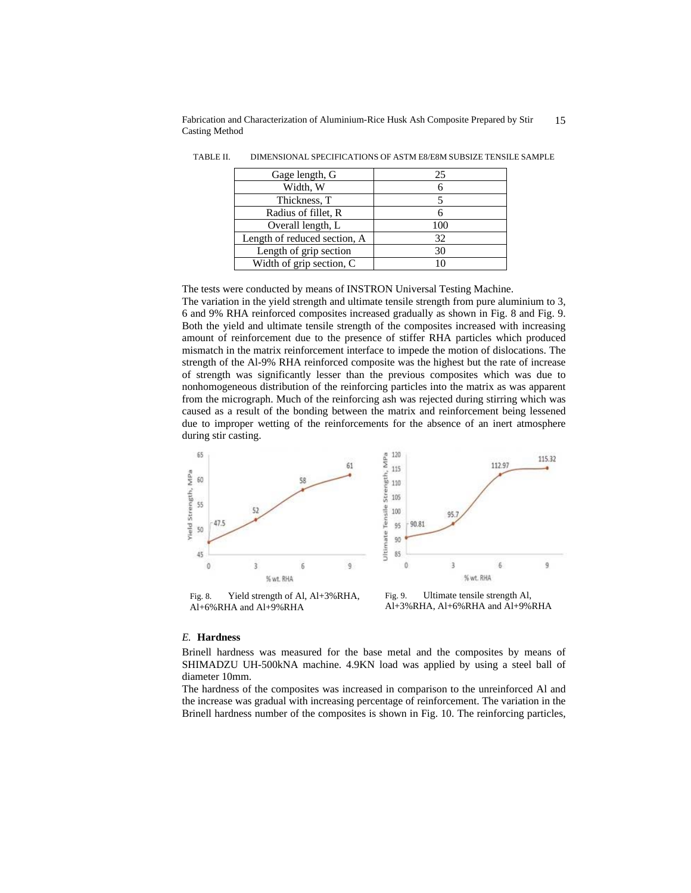TABLE II. DIMENSIONAL SPECIFICATIONS OF ASTM E8/E8M SUBSIZE TENSILE SAMPLE

| Gage length, G | 25 |
|---|---|
| Width, W | 6 |
| Thickness, T | 5 |
| Radius of fillet, R | 6 |
| Overall length, L | 100 |
| Length of reduced section, A | 32 |
| Length of grip section | 30 |
| Width of grip section, C | 10 |

The tests were conducted by means of INSTRON Universal Testing Machine.

The variation in the yield strength and ultimate tensile strength from pure aluminium to 3, 6 and 9% RHA reinforced composites increased gradually as shown in Fig. 8 and Fig. 9. Both the yield and ultimate tensile strength of the composites increased with increasing amount of reinforcement due to the presence of stiffer RHA particles which produced mismatch in the matrix reinforcement interface to impede the motion of dislocations. The strength of the Al-9% RHA reinforced composite was the highest but the rate of increase of strength was significantly lesser than the previous composites which was due to nonhomogeneous distribution of the reinforcing particles into the matrix as was apparent from the micrograph. Much of the reinforcing ash was rejected during stirring which was caused as a result of the bonding between the matrix and reinforcement being lessened due to improper wetting of the reinforcements for the absence of an inert atmosphere during stir casting.

Fig. 8. Yield strength of Al, Al+3%RHA, Al+6%RHA and Al+9%RHA

Fig. 9. Ultimate tensile strength Al, Al+3%RHA, Al+6%RHA and Al+9%RHA

### *E.* Hardness

Brinell hardness was measured for the base metal and the composites by means of SHIMADZU UH-500kNA machine. 4.9KN load was applied by using a steel ball of diameter 10mm.

The hardness of the composites was increased in comparison to the unreinforced Al and the increase was gradual with increasing percentage of reinforcement. The variation in the Brinell hardness number of the composites is shown in Fig. 10. The reinforcing particles,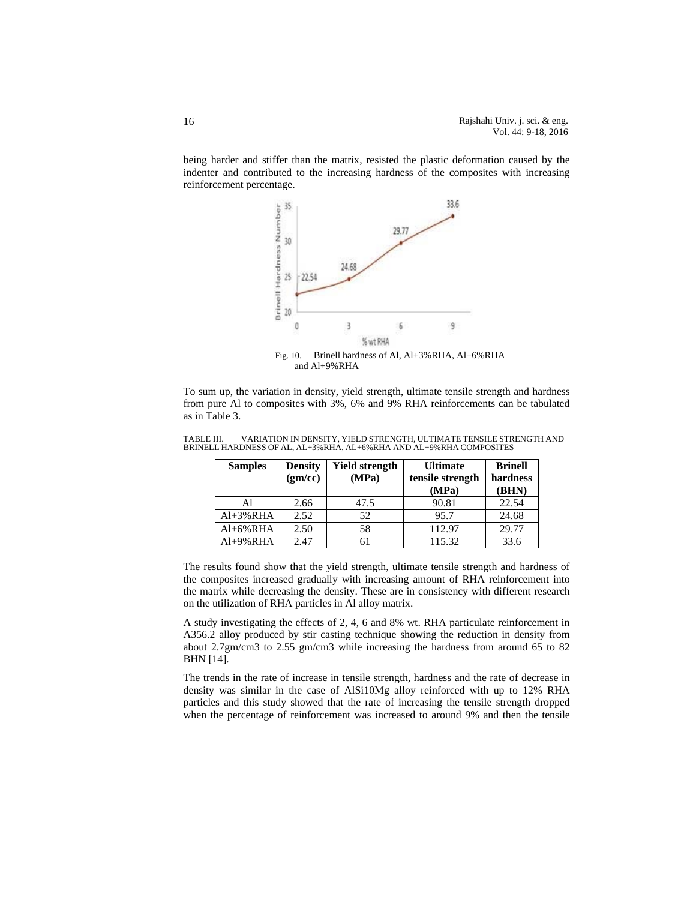being harder and stiffer than the matrix, resisted the plastic deformation caused by the indenter and contributed to the increasing hardness of the composites with increasing reinforcement percentage.

Fig. 10. Brinell hardness of Al, Al+3%RHA, Al+6%RHA and Al+9%RHA

To sum up, the variation in density, yield strength, ultimate tensile strength and hardness from pure Al to composites with 3%, 6% and 9% RHA reinforcements can be tabulated as in Table 3.

TABLE III. VARIATION IN DENSITY, YIELD STRENGTH, ULTIMATE TENSILE STRENGTH AND BRINELL HARDNESS OF AL, AL+3%RHA, AL+6%RHA AND AL+9%RHA COMPOSITES

| Samples | Density (gm/cc) | Yield strength (MPa) | Ultimate tensile strength (MPa) | Brinell hardness (BHN) |
|---|---|---|---|---|
| Al | 2.66 | 47.5 | 90.81 | 22.54 |
| Al+3%RHA | 2.52 | 52 | 95.7 | 24.68 |
| Al+6%RHA | 2.50 | 58 | 112.97 | 29.77 |
| Al+9%RHA | 2.47 | 61 | 115.32 | 33.6 |

The results found show that the yield strength, ultimate tensile strength and hardness of the composites increased gradually with increasing amount of RHA reinforcement into the matrix while decreasing the density. These are in consistency with different research on the utilization of RHA particles in Al alloy matrix.

A study investigating the effects of 2, 4, 6 and 8% wt. RHA particulate reinforcement in A356.2 alloy produced by stir casting technique showing the reduction in density from about 2.7gm/cm3 to 2.55 gm/cm3 while increasing the hardness from around 65 to 82 BHN [14].

The trends in the rate of increase in tensile strength, hardness and the rate of decrease in density was similar in the case of AlSi10Mg alloy reinforced with up to 12% RHA particles and this study showed that the rate of increasing the tensile strength dropped when the percentage of reinforcement was increased to around 9% and then the tensile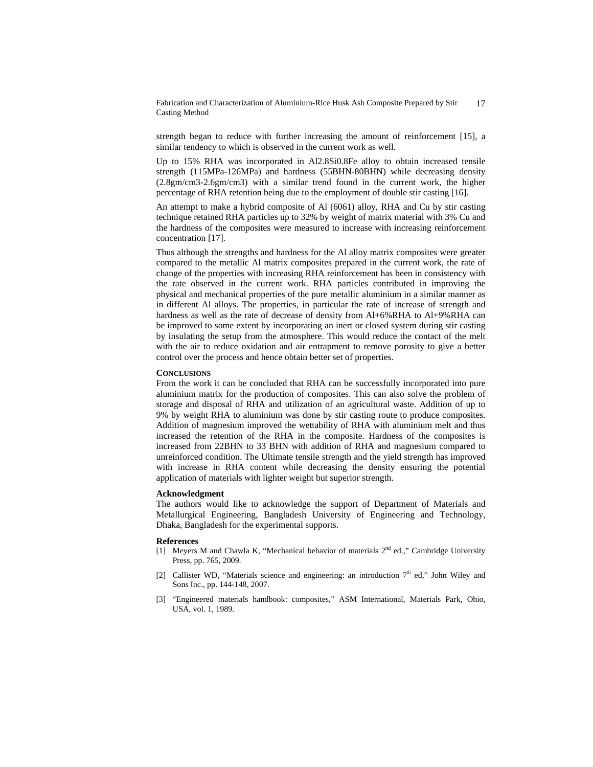strength began to reduce with further increasing the amount of reinforcement [15], a similar tendency to which is observed in the current work as well.

Up to 15% RHA was incorporated in Al2.8Si0.8Fe alloy to obtain increased tensile strength (115MPa-126MPa) and hardness (55BHN-80BHN) while decreasing density (2.8gm/cm3-2.6gm/cm3) with a similar trend found in the current work, the higher percentage of RHA retention being due to the employment of double stir casting [16].

An attempt to make a hybrid composite of Al (6061) alloy, RHA and Cu by stir casting technique retained RHA particles up to 32% by weight of matrix material with 3% Cu and the hardness of the composites were measured to increase with increasing reinforcement concentration [17].

Thus although the strengths and hardness for the Al alloy matrix composites were greater compared to the metallic Al matrix composites prepared in the current work, the rate of change of the properties with increasing RHA reinforcement has been in consistency with the rate observed in the current work. RHA particles contributed in improving the physical and mechanical properties of the pure metallic aluminium in a similar manner as in different Al alloys. The properties, in particular the rate of increase of strength and hardness as well as the rate of decrease of density from Al+6%RHA to Al+9%RHA can be improved to some extent by incorporating an inert or closed system during stir casting by insulating the setup from the atmosphere. This would reduce the contact of the melt with the air to reduce oxidation and air entrapment to remove porosity to give a better control over the process and hence obtain better set of properties.

## Conclusions

From the work it can be concluded that RHA can be successfully incorporated into pure aluminium matrix for the production of composites. This can also solve the problem of storage and disposal of RHA and utilization of an agricultural waste. Addition of up to 9% by weight RHA to aluminium was done by stir casting route to produce composites. Addition of magnesium improved the wettability of RHA with aluminium melt and thus increased the retention of the RHA in the composite. Hardness of the composites is increased from 22BHN to 33 BHN with addition of RHA and magnesium compared to unreinforced condition. The Ultimate tensile strength and the yield strength has improved with increase in RHA content while decreasing the density ensuring the potential application of materials with lighter weight but superior strength.

## Acknowledgment

The authors would like to acknowledge the support of Department of Materials and Metallurgical Engineering, Bangladesh University of Engineering and Technology, Dhaka, Bangladesh for the experimental supports.

## References

[1] Meyers M and Chawla K, "Mechanical behavior of materials 2nd ed.," Cambridge University Press, pp. 765, 2009.

[2] Callister WD, "Materials science and engineering: an introduction 7th ed," John Wiley and Sons Inc., pp. 144-148, 2007.

[3] "Engineered materials handbook: composites," ASM International, Materials Park, Ohio, USA, vol. 1, 1989.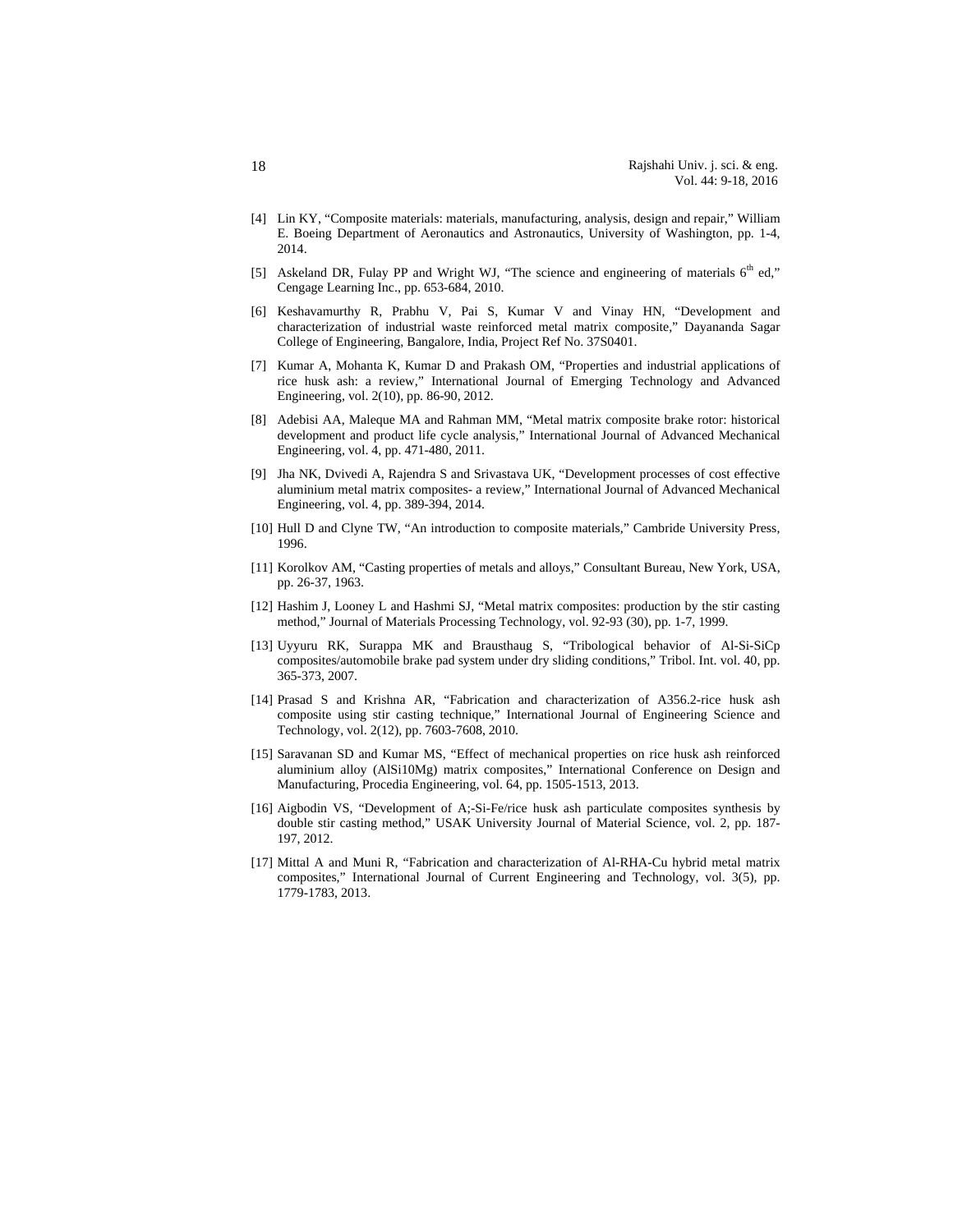[4] Lin KY, “Composite materials: materials, manufacturing, analysis, design and repair,” William E. Boeing Department of Aeronautics and Astronautics, University of Washington, pp. 1-4, 2014.

[5] Askeland DR, Fulay PP and Wright WJ, “The science and engineering of materials 6th ed,” Cengage Learning Inc., pp. 653-684, 2010.

[6] Keshavamurthy R, Prabhu V, Pai S, Kumar V and Vinay HN, “Development and characterization of industrial waste reinforced metal matrix composite,” Dayananda Sagar College of Engineering, Bangalore, India, Project Ref No. 37S0401.

[7] Kumar A, Mohanta K, Kumar D and Prakash OM, “Properties and industrial applications of rice husk ash: a review,” International Journal of Emerging Technology and Advanced Engineering, vol. 2(10), pp. 86-90, 2012.

[8] Adebisi AA, Maleque MA and Rahman MM, “Metal matrix composite brake rotor: historical development and product life cycle analysis,” International Journal of Advanced Mechanical Engineering, vol. 4, pp. 471-480, 2011.

[9] Jha NK, Dvivedi A, Rajendra S and Srivastava UK, “Development processes of cost effective aluminium metal matrix composites- a review,” International Journal of Advanced Mechanical Engineering, vol. 4, pp. 389-394, 2014.

[10] Hull D and Clyne TW, “An introduction to composite materials,” Cambridge University Press, 1996.

[11] Korolkov AM, “Casting properties of metals and alloys,” Consultant Bureau, New York, USA, pp. 26-37, 1963.

[12] Hashim J, Looney L and Hashmi SJ, “Metal matrix composites: production by the stir casting method,” Journal of Materials Processing Technology, vol. 92-93 (30), pp. 1-7, 1999.

[13] Uyyuru RK, Surappa MK and Brausthaug S, “Tribological behavior of Al-Si-SiCp composites/automobile brake pad system under dry sliding conditions,” Tribol. Int. vol. 40, pp. 365-373, 2007.

[14] Prasad S and Krishna AR, “Fabrication and characterization of A356.2-rice husk ash composite using stir casting technique,” International Journal of Engineering Science and Technology, vol. 2(12), pp. 7603-7608, 2010.

[15] Saravanan SD and Kumar MS, “Effect of mechanical properties on rice husk ash reinforced aluminium alloy (AlSi10Mg) matrix composites,” International Conference on Design and Manufacturing, Procedia Engineering, vol. 64, pp. 1505-1513, 2013.

[16] Aigbodin VS, “Development of A;-Si-Fe/rice husk ash particulate composites synthesis by double stir casting method,” USAK University Journal of Material Science, vol. 2, pp. 187-197, 2012.

[17] Mittal A and Muni R, “Fabrication and characterization of Al-RHA-Cu hybrid metal matrix composites,” International Journal of Current Engineering and Technology, vol. 3(5), pp. 1779-1783, 2013.